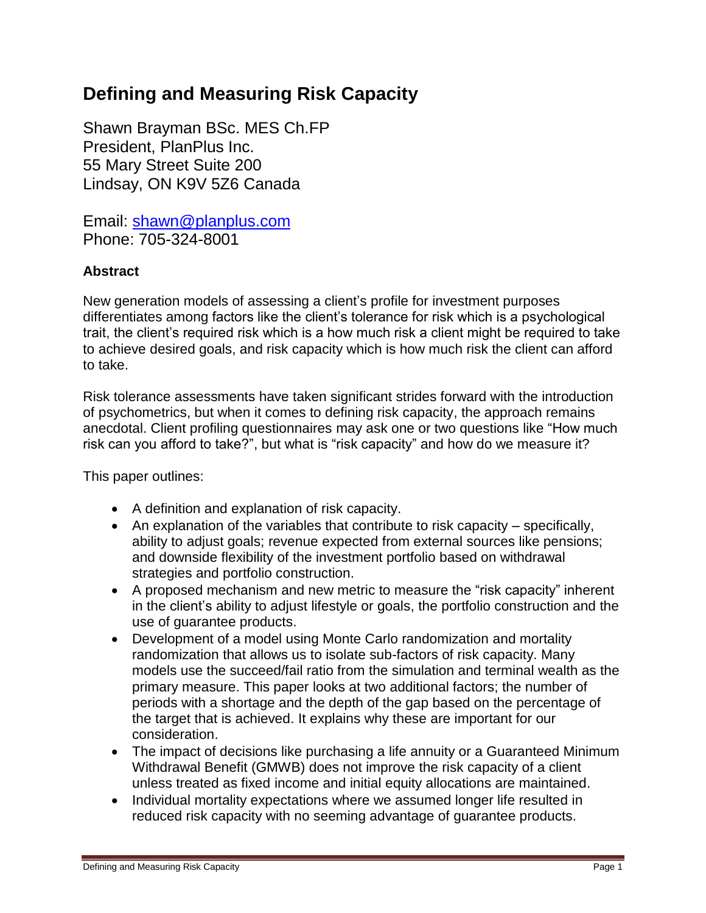# Defining and Measuring Risk Capacity

Shawn Brayman BSc. MES Ch.FP
President, PlanPlus Inc.
55 Mary Street Suite 200
Lindsay, ON K9V 5Z6 Canada

Email: shawn@planplus.com
Phone: 705-324-8001

### Abstract

New generation models of assessing a client's profile for investment purposes differentiates among factors like the client's tolerance for risk which is a psychological trait, the client's required risk which is a how much risk a client might be required to take to achieve desired goals, and risk capacity which is how much risk the client can afford to take.

Risk tolerance assessments have taken significant strides forward with the introduction of psychometrics, but when it comes to defining risk capacity, the approach remains anecdotal. Client profiling questionnaires may ask one or two questions like "How much risk can you afford to take?", but what is "risk capacity" and how do we measure it?

This paper outlines:

- A definition and explanation of risk capacity.
- An explanation of the variables that contribute to risk capacity – specifically, ability to adjust goals; revenue expected from external sources like pensions; and downside flexibility of the investment portfolio based on withdrawal strategies and portfolio construction.
- A proposed mechanism and new metric to measure the "risk capacity" inherent in the client's ability to adjust lifestyle or goals, the portfolio construction and the use of guarantee products.
- Development of a model using Monte Carlo randomization and mortality randomization that allows us to isolate sub-factors of risk capacity. Many models use the succeed/fail ratio from the simulation and terminal wealth as the primary measure. This paper looks at two additional factors; the number of periods with a shortage and the depth of the gap based on the percentage of the target that is achieved. It explains why these are important for our consideration.
- The impact of decisions like purchasing a life annuity or a Guaranteed Minimum Withdrawal Benefit (GMWB) does not improve the risk capacity of a client unless treated as fixed income and initial equity allocations are maintained.
- Individual mortality expectations where we assumed longer life resulted in reduced risk capacity with no seeming advantage of guarantee products.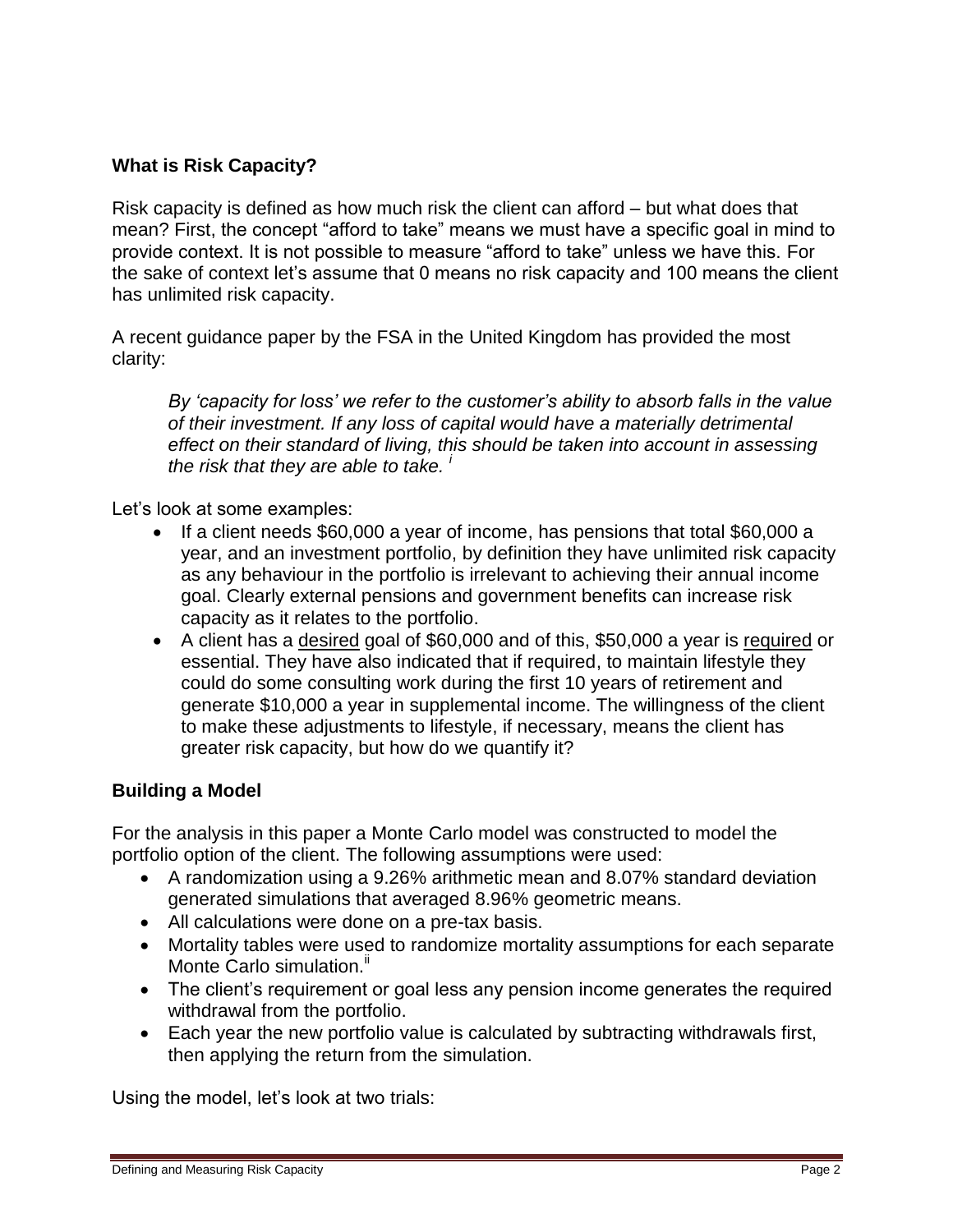## What is Risk Capacity?

Risk capacity is defined as how much risk the client can afford – but what does that mean? First, the concept "afford to take" means we must have a specific goal in mind to provide context. It is not possible to measure "afford to take" unless we have this. For the sake of context let's assume that 0 means no risk capacity and 100 means the client has unlimited risk capacity.

A recent guidance paper by the FSA in the United Kingdom has provided the most clarity:

> *By 'capacity for loss' we refer to the customer's ability to absorb falls in the value of their investment. If any loss of capital would have a materially detrimental effect on their standard of living, this should be taken into account in assessing the risk that they are able to take.* [i]

Let's look at some examples:

- If a client needs $60,000 a year of income, has pensions that total $60,000 a year, and an investment portfolio, by definition they have unlimited risk capacity as any behaviour in the portfolio is irrelevant to achieving their annual income goal. Clearly external pensions and government benefits can increase risk capacity as it relates to the portfolio.
- A client has a <u>desired</u> goal of $60,000 and of this, $50,000 a year is <u>required</u> or essential. They have also indicated that if required, to maintain lifestyle they could do some consulting work during the first 10 years of retirement and generate $10,000 a year in supplemental income. The willingness of the client to make these adjustments to lifestyle, if necessary, means the client has greater risk capacity, but how do we quantify it?

## Building a Model

For the analysis in this paper a Monte Carlo model was constructed to model the portfolio option of the client. The following assumptions were used:

- A randomization using a 9.26% arithmetic mean and 8.07% standard deviation generated simulations that averaged 8.96% geometric means.
- All calculations were done on a pre-tax basis.
- Mortality tables were used to randomize mortality assumptions for each separate Monte Carlo simulation.[ii]
- The client's requirement or goal less any pension income generates the required withdrawal from the portfolio.
- Each year the new portfolio value is calculated by subtracting withdrawals first, then applying the return from the simulation.

Using the model, let's look at two trials: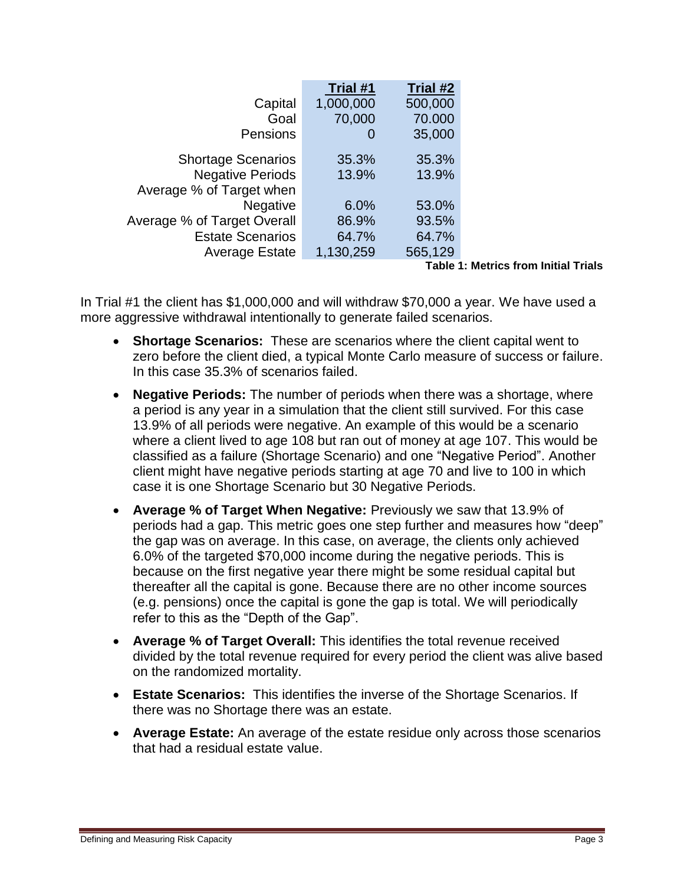| | Trial #1 | Trial #2 |
|---|---|---|
| Capital | 1,000,000 | 500,000 |
| Goal | 70,000 | 70.000 |
| Pensions | 0 | 35,000 |
| Shortage Scenarios | 35.3% | 35.3% |
| Negative Periods | 13.9% | 13.9% |
| Average % of Target when Negative | 6.0% | 53.0% |
| Average % of Target Overall | 86.9% | 93.5% |
| Estate Scenarios | 64.7% | 64.7% |
| Average Estate | 1,130,259 | 565,129 |

**Table 1: Metrics from Initial Trials**

In Trial #1 the client has $1,000,000 and will withdraw $70,000 a year. We have used a more aggressive withdrawal intentionally to generate failed scenarios.

- **Shortage Scenarios:** These are scenarios where the client capital went to zero before the client died, a typical Monte Carlo measure of success or failure. In this case 35.3% of scenarios failed.
- **Negative Periods:** The number of periods when there was a shortage, where a period is any year in a simulation that the client still survived. For this case 13.9% of all periods were negative. An example of this would be a scenario where a client lived to age 108 but ran out of money at age 107. This would be classified as a failure (Shortage Scenario) and one "Negative Period". Another client might have negative periods starting at age 70 and live to 100 in which case it is one Shortage Scenario but 30 Negative Periods.
- **Average % of Target When Negative:** Previously we saw that 13.9% of periods had a gap. This metric goes one step further and measures how "deep" the gap was on average. In this case, on average, the clients only achieved 6.0% of the targeted $70,000 income during the negative periods. This is because on the first negative year there might be some residual capital but thereafter all the capital is gone. Because there are no other income sources (e.g. pensions) once the capital is gone the gap is total. We will periodically refer to this as the "Depth of the Gap".
- **Average % of Target Overall:** This identifies the total revenue received divided by the total revenue required for every period the client was alive based on the randomized mortality.
- **Estate Scenarios:** This identifies the inverse of the Shortage Scenarios. If there was no Shortage there was an estate.
- **Average Estate:** An average of the estate residue only across those scenarios that had a residual estate value.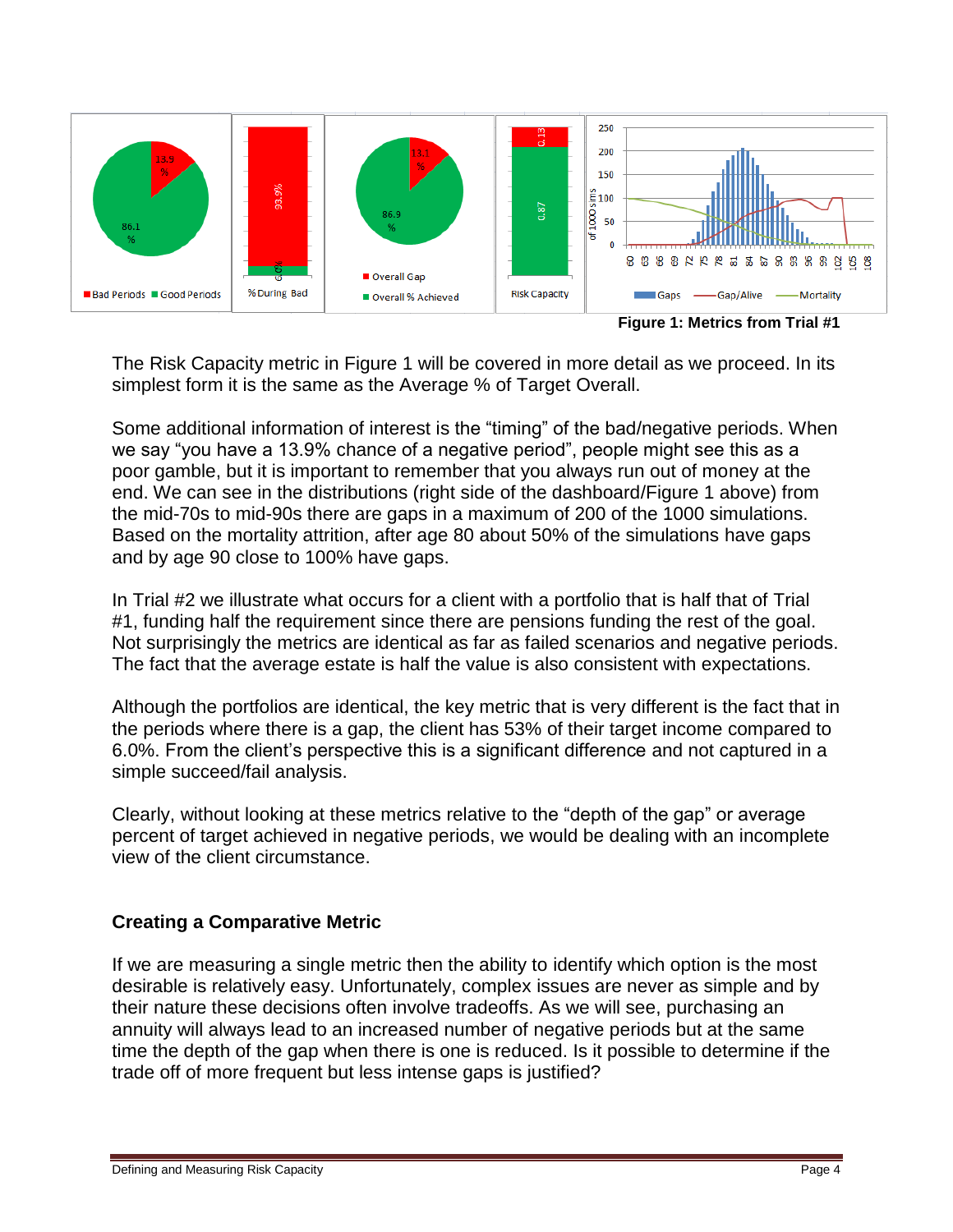**Figure 1: Metrics from Trial #1**

The Risk Capacity metric in Figure 1 will be covered in more detail as we proceed. In its simplest form it is the same as the Average % of Target Overall.

Some additional information of interest is the “timing” of the bad/negative periods. When we say “you have a 13.9% chance of a negative period”, people might see this as a poor gamble, but it is important to remember that you always run out of money at the end. We can see in the distributions (right side of the dashboard/Figure 1 above) from the mid-70s to mid-90s there are gaps in a maximum of 200 of the 1000 simulations. Based on the mortality attrition, after age 80 about 50% of the simulations have gaps and by age 90 close to 100% have gaps.

In Trial #2 we illustrate what occurs for a client with a portfolio that is half that of Trial #1, funding half the requirement since there are pensions funding the rest of the goal. Not surprisingly the metrics are identical as far as failed scenarios and negative periods. The fact that the average estate is half the value is also consistent with expectations.

Although the portfolios are identical, the key metric that is very different is the fact that in the periods where there is a gap, the client has 53% of their target income compared to 6.0%. From the client’s perspective this is a significant difference and not captured in a simple succeed/fail analysis.

Clearly, without looking at these metrics relative to the “depth of the gap” or average percent of target achieved in negative periods, we would be dealing with an incomplete view of the client circumstance.

## Creating a Comparative Metric

If we are measuring a single metric then the ability to identify which option is the most desirable is relatively easy. Unfortunately, complex issues are never as simple and by their nature these decisions often involve tradeoffs. As we will see, purchasing an annuity will always lead to an increased number of negative periods but at the same time the depth of the gap when there is one is reduced. Is it possible to determine if the trade off of more frequent but less intense gaps is justified?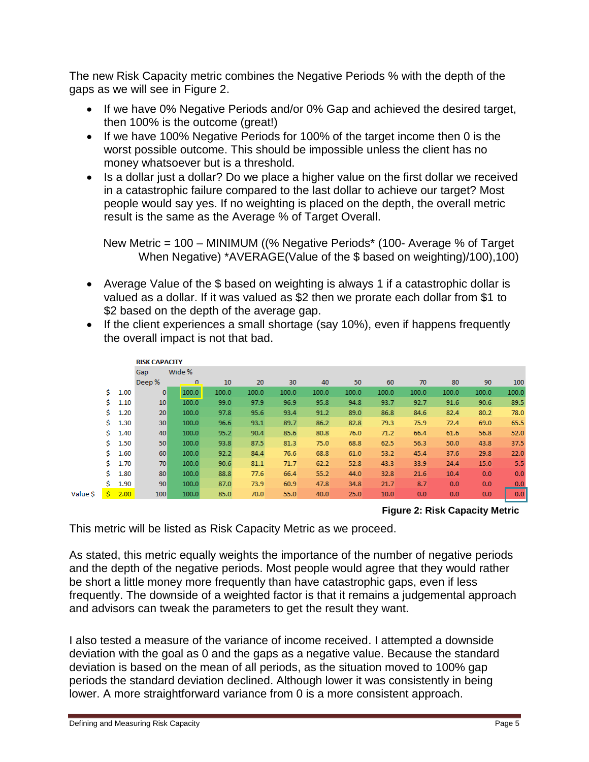The new Risk Capacity metric combines the Negative Periods % with the depth of the gaps as we will see in Figure 2.

- If we have 0% Negative Periods and/or 0% Gap and achieved the desired target, then 100% is the outcome (great!)
- If we have 100% Negative Periods for 100% of the target income then 0 is the worst possible outcome. This should be impossible unless the client has no money whatsoever but is a threshold.
- Is a dollar just a dollar? Do we place a higher value on the first dollar we received in a catastrophic failure compared to the last dollar to achieve our target? Most people would say yes. If no weighting is placed on the depth, the overall metric result is the same as the Average % of Target Overall.

  New Metric = 100 – MINIMUM ((% Negative Periods* (100- Average % of Target When Negative) *AVERAGE(Value of the $ based on weighting)/100),100)

- Average Value of the $ based on weighting is always 1 if a catastrophic dollar is valued as a dollar. If it was valued as $2 then we prorate each dollar from $1 to $2 based on the depth of the average gap.
- If the client experiences a small shortage (say 10%), even if happens frequently the overall impact is not that bad.

| | | RISK CAPACITY | | | | | | | | | | | |
|---|---|---|---|---|---|---|---|---|---|---|---|---|---|
| | | Gap | Wide % | | | | | | | | | | |
| | | Deep % | 0 | 10 | 20 | 30 | 40 | 50 | 60 | 70 | 80 | 90 | 100 |
| | $ 1.00 | 0 | 100.0 | 100.0 | 100.0 | 100.0 | 100.0 | 100.0 | 100.0 | 100.0 | 100.0 | 100.0 | 100.0 |
| | $ 1.10 | 10 | 100.0 | 99.0 | 97.9 | 96.9 | 95.8 | 94.8 | 93.7 | 92.7 | 91.6 | 90.6 | 89.5 |
| | $ 1.20 | 20 | 100.0 | 97.8 | 95.6 | 93.4 | 91.2 | 89.0 | 86.8 | 84.6 | 82.4 | 80.2 | 78.0 |
| | $ 1.30 | 30 | 100.0 | 96.6 | 93.1 | 89.7 | 86.2 | 82.8 | 79.3 | 75.9 | 72.4 | 69.0 | 65.5 |
| | $ 1.40 | 40 | 100.0 | 95.2 | 90.4 | 85.6 | 80.8 | 76.0 | 71.2 | 66.4 | 61.6 | 56.8 | 52.0 |
| | $ 1.50 | 50 | 100.0 | 93.8 | 87.5 | 81.3 | 75.0 | 68.8 | 62.5 | 56.3 | 50.0 | 43.8 | 37.5 |
| | $ 1.60 | 60 | 100.0 | 92.2 | 84.4 | 76.6 | 68.8 | 61.0 | 53.2 | 45.4 | 37.6 | 29.8 | 22.0 |
| | $ 1.70 | 70 | 100.0 | 90.6 | 81.1 | 71.7 | 62.2 | 52.8 | 43.3 | 33.9 | 24.4 | 15.0 | 5.5 |
| | $ 1.80 | 80 | 100.0 | 88.8 | 77.6 | 66.4 | 55.2 | 44.0 | 32.8 | 21.6 | 10.4 | 0.0 | 0.0 |
| | $ 1.90 | 90 | 100.0 | 87.0 | 73.9 | 60.9 | 47.8 | 34.8 | 21.7 | 8.7 | 0.0 | 0.0 | 0.0 |
| Value $ | $ 2.00 | 100 | 100.0 | 85.0 | 70.0 | 55.0 | 40.0 | 25.0 | 10.0 | 0.0 | 0.0 | 0.0 | 0.0 |

**Figure 2: Risk Capacity Metric**

This metric will be listed as Risk Capacity Metric as we proceed.

As stated, this metric equally weights the importance of the number of negative periods and the depth of the negative periods. Most people would agree that they would rather be short a little money more frequently than have catastrophic gaps, even if less frequently. The downside of a weighted factor is that it remains a judgemental approach and advisors can tweak the parameters to get the result they want.

I also tested a measure of the variance of income received. I attempted a downside deviation with the goal as 0 and the gaps as a negative value. Because the standard deviation is based on the mean of all periods, as the situation moved to 100% gap periods the standard deviation declined. Although lower it was consistently in being lower. A more straightforward variance from 0 is a more consistent approach.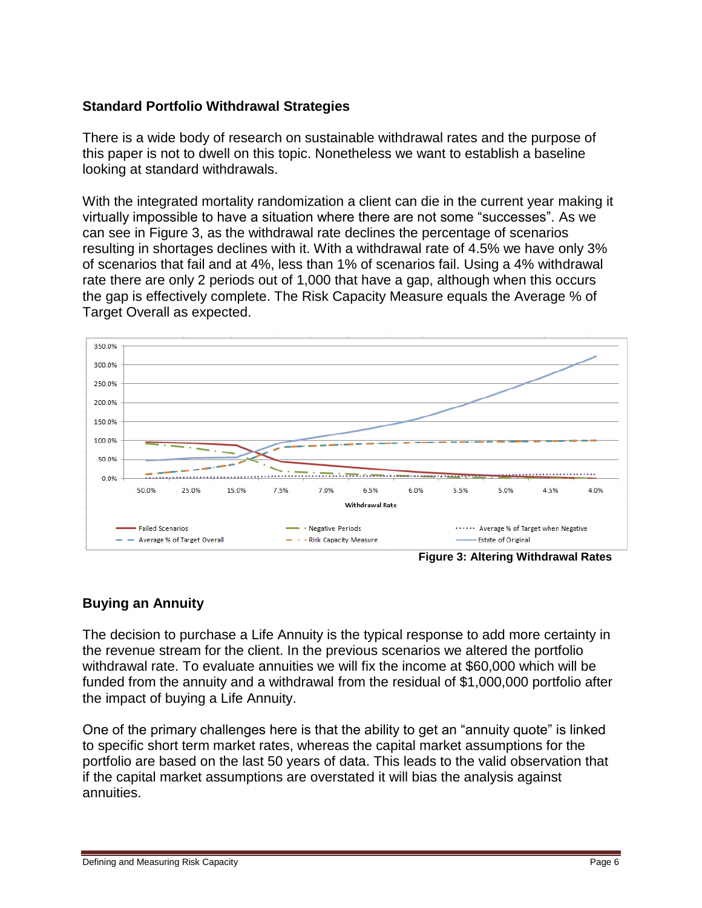### Standard Portfolio Withdrawal Strategies

There is a wide body of research on sustainable withdrawal rates and the purpose of this paper is not to dwell on this topic. Nonetheless we want to establish a baseline looking at standard withdrawals.

With the integrated mortality randomization a client can die in the current year making it virtually impossible to have a situation where there are not some “successes”. As we can see in Figure 3, as the withdrawal rate declines the percentage of scenarios resulting in shortages declines with it. With a withdrawal rate of 4.5% we have only 3% of scenarios that fail and at 4%, less than 1% of scenarios fail. Using a 4% withdrawal rate there are only 2 periods out of 1,000 that have a gap, although when this occurs the gap is effectively complete. The Risk Capacity Measure equals the Average % of Target Overall as expected.

**Figure 3: Altering Withdrawal Rates**

### Buying an Annuity

The decision to purchase a Life Annuity is the typical response to add more certainty in the revenue stream for the client. In the previous scenarios we altered the portfolio withdrawal rate. To evaluate annuities we will fix the income at $60,000 which will be funded from the annuity and a withdrawal from the residual of $1,000,000 portfolio after the impact of buying a Life Annuity.

One of the primary challenges here is that the ability to get an “annuity quote” is linked to specific short term market rates, whereas the capital market assumptions for the portfolio are based on the last 50 years of data. This leads to the valid observation that if the capital market assumptions are overstated it will bias the analysis against annuities.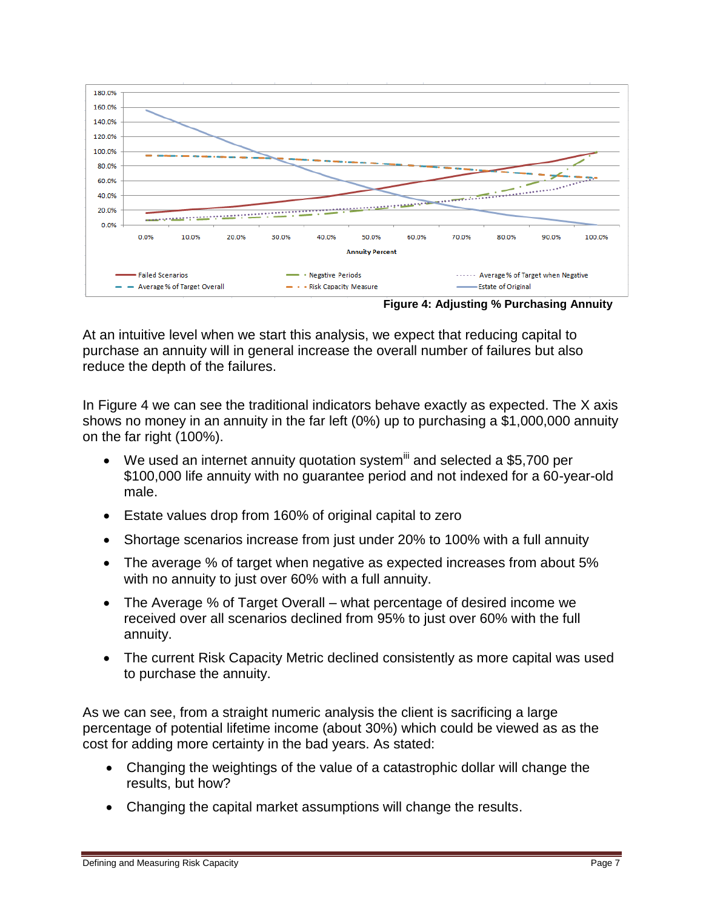Figure 4: Adjusting % Purchasing Annuity

At an intuitive level when we start this analysis, we expect that reducing capital to purchase an annuity will in general increase the overall number of failures but also reduce the depth of the failures.

In Figure 4 we can see the traditional indicators behave exactly as expected. The X axis shows no money in an annuity in the far left (0%) up to purchasing a $1,000,000 annuity on the far right (100%).

- We used an internet annuity quotation system[iii] and selected a $5,700 per $100,000 life annuity with no guarantee period and not indexed for a 60-year-old male.
- Estate values drop from 160% of original capital to zero
- Shortage scenarios increase from just under 20% to 100% with a full annuity
- The average % of target when negative as expected increases from about 5% with no annuity to just over 60% with a full annuity.
- The Average % of Target Overall – what percentage of desired income we received over all scenarios declined from 95% to just over 60% with the full annuity.
- The current Risk Capacity Metric declined consistently as more capital was used to purchase the annuity.

As we can see, from a straight numeric analysis the client is sacrificing a large percentage of potential lifetime income (about 30%) which could be viewed as as the cost for adding more certainty in the bad years. As stated:

- Changing the weightings of the value of a catastrophic dollar will change the results, but how?
- Changing the capital market assumptions will change the results.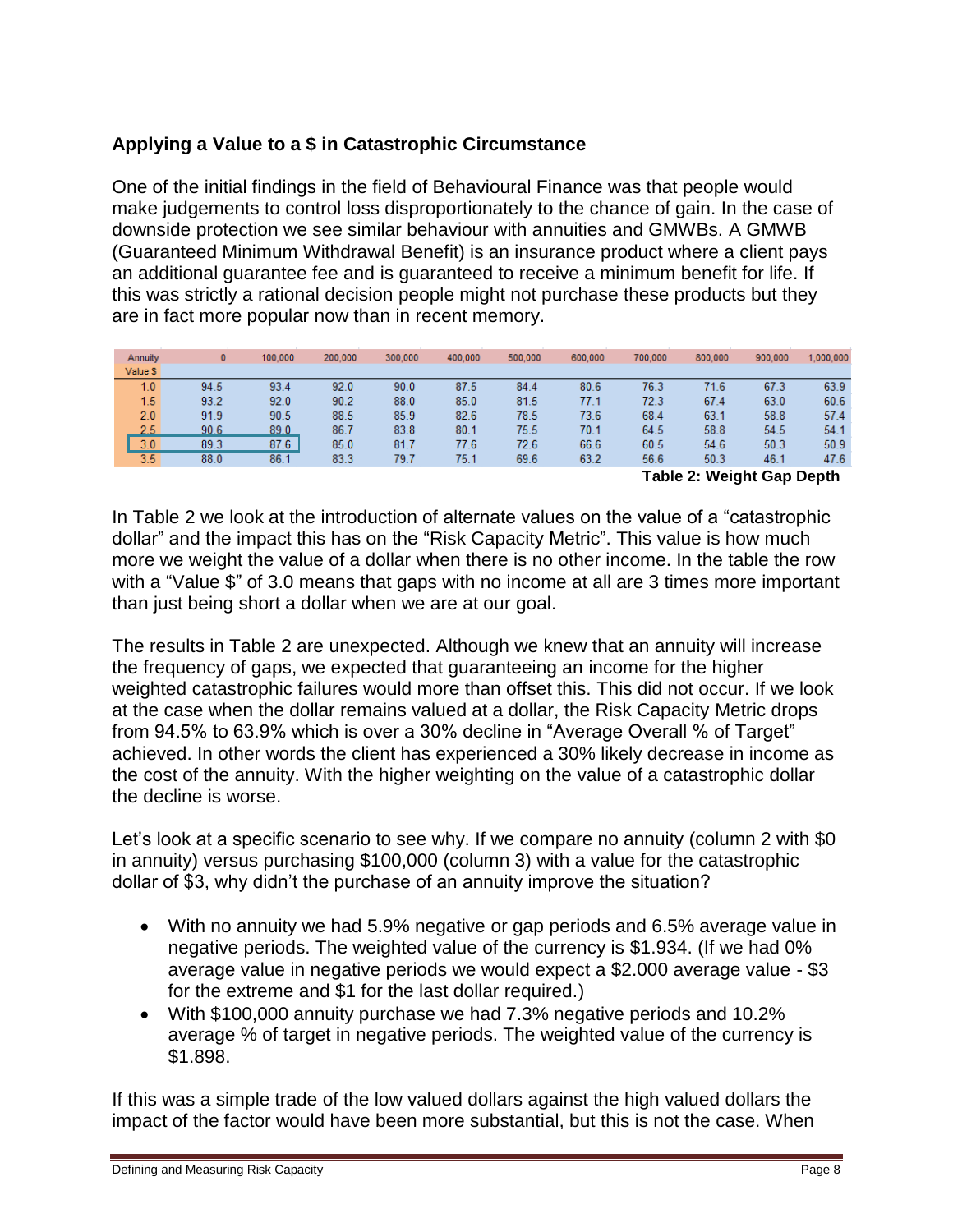## Applying a Value to a $ in Catastrophic Circumstance

One of the initial findings in the field of Behavioural Finance was that people would make judgements to control loss disproportionately to the chance of gain. In the case of downside protection we see similar behaviour with annuities and GMWBs. A GMWB (Guaranteed Minimum Withdrawal Benefit) is an insurance product where a client pays an additional guarantee fee and is guaranteed to receive a minimum benefit for life. If this was strictly a rational decision people might not purchase these products but they are in fact more popular now than in recent memory.

| Annuity<br>Value $ | 0 | 100,000 | 200,000 | 300,000 | 400,000 | 500,000 | 600,000 | 700,000 | 800,000 | 900,000 | 1,000,000 |
|---|---|---|---|---|---|---|---|---|---|---|---|
| 1.0 | 94.5 | 93.4 | 92.0 | 90.0 | 87.5 | 84.4 | 80.6 | 76.3 | 71.6 | 67.3 | 63.9 |
| 1.5 | 93.2 | 92.0 | 90.2 | 88.0 | 85.0 | 81.5 | 77.1 | 72.3 | 67.4 | 63.0 | 60.6 |
| 2.0 | 91.9 | 90.5 | 88.5 | 85.9 | 82.6 | 78.5 | 73.6 | 68.4 | 63.1 | 58.8 | 57.4 |
| 2.5 | 90.6 | 89.0 | 86.7 | 83.8 | 80.1 | 75.5 | 70.1 | 64.5 | 58.8 | 54.5 | 54.1 |
| 3.0 | 89.3 | 87.6 | 85.0 | 81.7 | 77.6 | 72.6 | 66.6 | 60.5 | 54.6 | 50.3 | 50.9 |
| 3.5 | 88.0 | 86.1 | 83.3 | 79.7 | 75.1 | 69.6 | 63.2 | 56.6 | 50.3 | 46.1 | 47.6 |

**Table 2: Weight Gap Depth**

In Table 2 we look at the introduction of alternate values on the value of a "catastrophic dollar" and the impact this has on the "Risk Capacity Metric". This value is how much more we weight the value of a dollar when there is no other income. In the table the row with a "Value $" of 3.0 means that gaps with no income at all are 3 times more important than just being short a dollar when we are at our goal.

The results in Table 2 are unexpected. Although we knew that an annuity will increase the frequency of gaps, we expected that guaranteeing an income for the higher weighted catastrophic failures would more than offset this. This did not occur. If we look at the case when the dollar remains valued at a dollar, the Risk Capacity Metric drops from 94.5% to 63.9% which is over a 30% decline in "Average Overall % of Target" achieved. In other words the client has experienced a 30% likely decrease in income as the cost of the annuity. With the higher weighting on the value of a catastrophic dollar the decline is worse.

Let's look at a specific scenario to see why. If we compare no annuity (column 2 with $0 in annuity) versus purchasing $100,000 (column 3) with a value for the catastrophic dollar of $3, why didn't the purchase of an annuity improve the situation?

- With no annuity we had 5.9% negative or gap periods and 6.5% average value in negative periods. The weighted value of the currency is $1.934. (If we had 0% average value in negative periods we would expect a $2.000 average value - $3 for the extreme and $1 for the last dollar required.)
- With $100,000 annuity purchase we had 7.3% negative periods and 10.2% average % of target in negative periods. The weighted value of the currency is $1.898.

If this was a simple trade of the low valued dollars against the high valued dollars the impact of the factor would have been more substantial, but this is not the case. When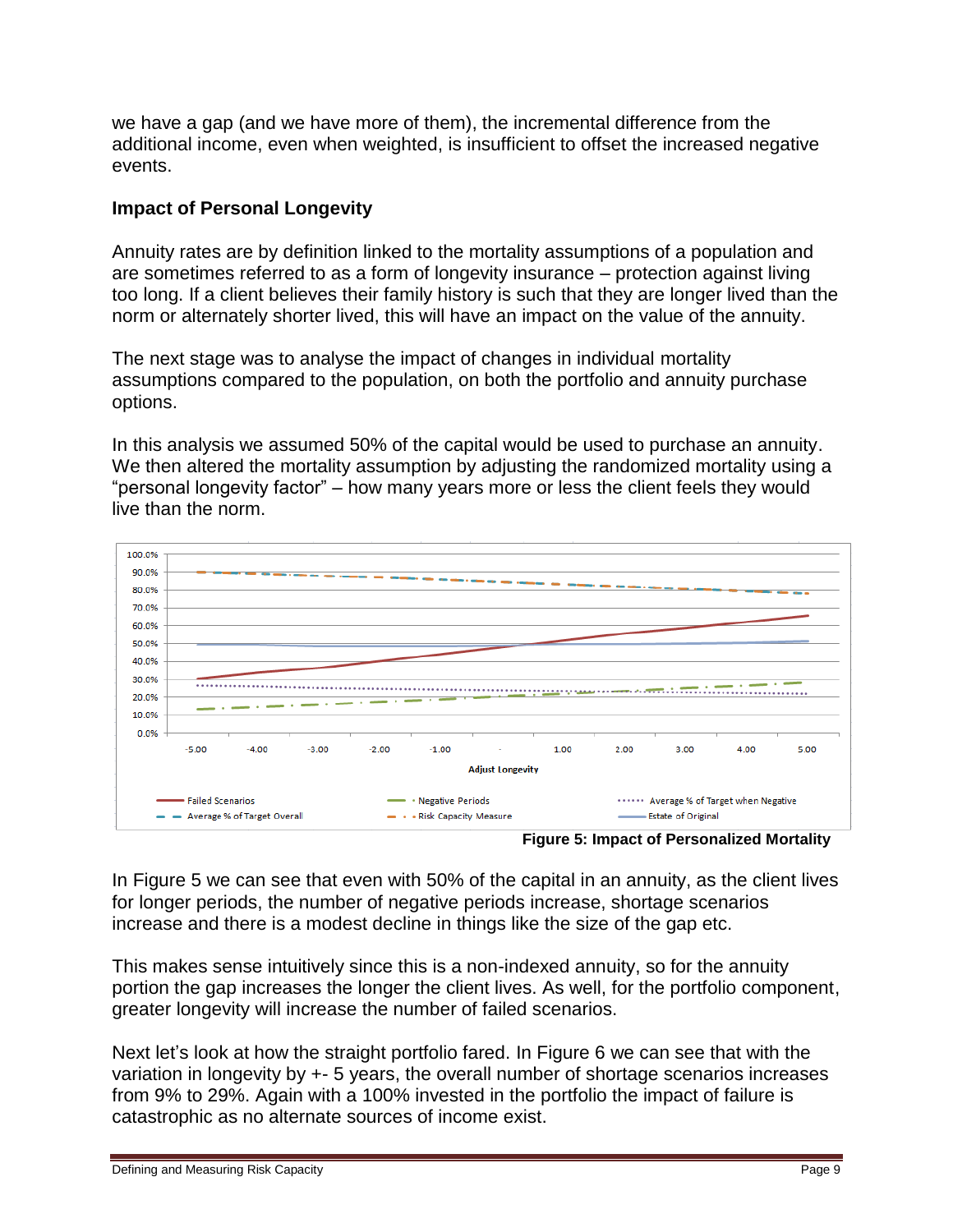we have a gap (and we have more of them), the incremental difference from the additional income, even when weighted, is insufficient to offset the increased negative events.

### Impact of Personal Longevity

Annuity rates are by definition linked to the mortality assumptions of a population and are sometimes referred to as a form of longevity insurance – protection against living too long. If a client believes their family history is such that they are longer lived than the norm or alternately shorter lived, this will have an impact on the value of the annuity.

The next stage was to analyse the impact of changes in individual mortality assumptions compared to the population, on both the portfolio and annuity purchase options.

In this analysis we assumed 50% of the capital would be used to purchase an annuity. We then altered the mortality assumption by adjusting the randomized mortality using a "personal longevity factor" – how many years more or less the client feels they would live than the norm.

**Figure 5: Impact of Personalized Mortality**

In Figure 5 we can see that even with 50% of the capital in an annuity, as the client lives for longer periods, the number of negative periods increase, shortage scenarios increase and there is a modest decline in things like the size of the gap etc.

This makes sense intuitively since this is a non-indexed annuity, so for the annuity portion the gap increases the longer the client lives. As well, for the portfolio component, greater longevity will increase the number of failed scenarios.

Next let's look at how the straight portfolio fared. In Figure 6 we can see that with the variation in longevity by +- 5 years, the overall number of shortage scenarios increases from 9% to 29%. Again with a 100% invested in the portfolio the impact of failure is catastrophic as no alternate sources of income exist.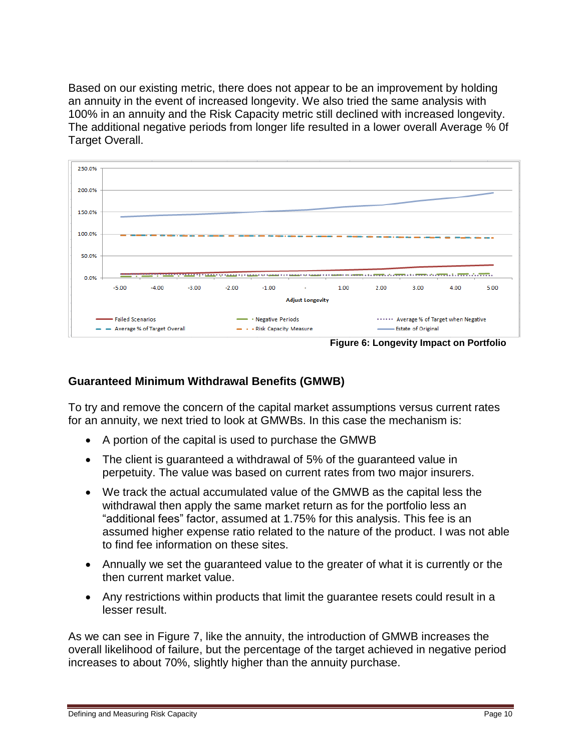Based on our existing metric, there does not appear to be an improvement by holding an annuity in the event of increased longevity. We also tried the same analysis with 100% in an annuity and the Risk Capacity metric still declined with increased longevity. The additional negative periods from longer life resulted in a lower overall Average % 0f Target Overall.

**Figure 6: Longevity Impact on Portfolio**

## Guaranteed Minimum Withdrawal Benefits (GMWB)

To try and remove the concern of the capital market assumptions versus current rates for an annuity, we next tried to look at GMWBs. In this case the mechanism is:

- A portion of the capital is used to purchase the GMWB
- The client is guaranteed a withdrawal of 5% of the guaranteed value in perpetuity. The value was based on current rates from two major insurers.
- We track the actual accumulated value of the GMWB as the capital less the withdrawal then apply the same market return as for the portfolio less an "additional fees" factor, assumed at 1.75% for this analysis. This fee is an assumed higher expense ratio related to the nature of the product. I was not able to find fee information on these sites.
- Annually we set the guaranteed value to the greater of what it is currently or the then current market value.
- Any restrictions within products that limit the guarantee resets could result in a lesser result.

As we can see in Figure 7, like the annuity, the introduction of GMWB increases the overall likelihood of failure, but the percentage of the target achieved in negative period increases to about 70%, slightly higher than the annuity purchase.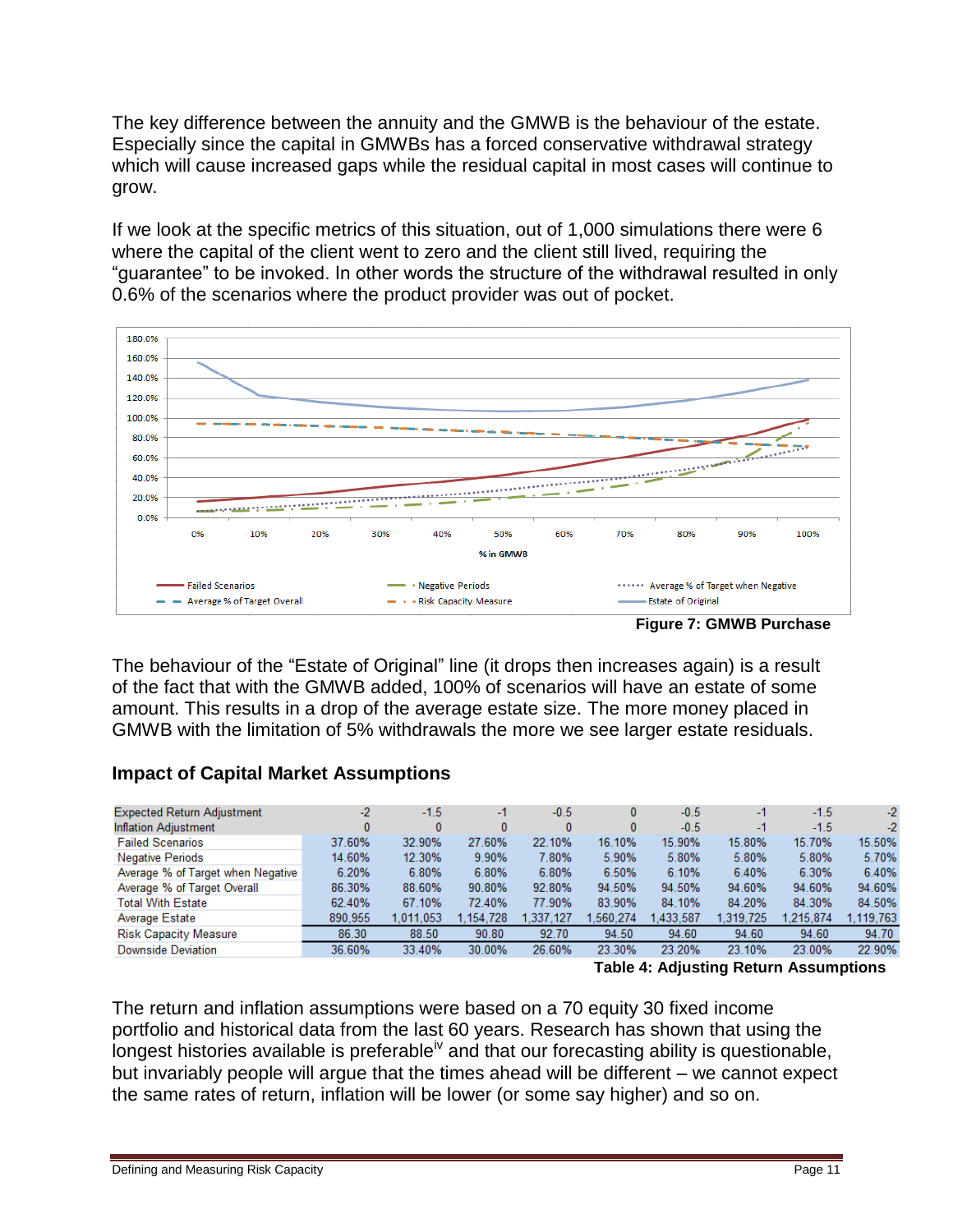The key difference between the annuity and the GMWB is the behaviour of the estate. Especially since the capital in GMWBs has a forced conservative withdrawal strategy which will cause increased gaps while the residual capital in most cases will continue to grow.

If we look at the specific metrics of this situation, out of 1,000 simulations there were 6 where the capital of the client went to zero and the client still lived, requiring the "guarantee" to be invoked. In other words the structure of the withdrawal resulted in only 0.6% of the scenarios where the product provider was out of pocket.

**Figure 7: GMWB Purchase**

The behaviour of the "Estate of Original" line (it drops then increases again) is a result of the fact that with the GMWB added, 100% of scenarios will have an estate of some amount. This results in a drop of the average estate size. The more money placed in GMWB with the limitation of 5% withdrawals the more we see larger estate residuals.

## Impact of Capital Market Assumptions

| Expected Return Adjustment | -2 | -1.5 | -1 | -0.5 | 0 | -0.5 | -1 | -1.5 | -2 |
|---|---|---|---|---|---|---|---|---|---|
| Inflation Adjustment | 0 | 0 | 0 | 0 | 0 | -0.5 | -1 | -1.5 | -2 |
| Failed Scenarios | 37.60% | 32.90% | 27.60% | 22.10% | 16.10% | 15.90% | 15.80% | 15.70% | 15.50% |
| Negative Periods | 14.60% | 12.30% | 9.90% | 7.80% | 5.90% | 5.80% | 5.80% | 5.80% | 5.70% |
| Average % of Target when Negative | 6.20% | 6.80% | 6.80% | 6.80% | 6.50% | 6.10% | 6.40% | 6.30% | 6.40% |
| Average % of Target Overall | 86.30% | 88.60% | 90.80% | 92.80% | 94.50% | 94.50% | 94.60% | 94.60% | 94.60% |
| Total With Estate | 62.40% | 67.10% | 72.40% | 77.90% | 83.90% | 84.10% | 84.20% | 84.30% | 84.50% |
| Average Estate | 890,955 | 1,011,053 | 1,154,728 | 1,337,127 | 1,560,274 | 1,433,587 | 1,319,725 | 1,215,874 | 1,119,763 |
| Risk Capacity Measure | 86.30 | 88.50 | 90.80 | 92.70 | 94.50 | 94.60 | 94.60 | 94.60 | 94.70 |
| Downside Deviation | 36.60% | 33.40% | 30.00% | 26.60% | 23.30% | 23.20% | 23.10% | 23.00% | 22.90% |

**Table 4: Adjusting Return Assumptions**

The return and inflation assumptions were based on a 70 equity 30 fixed income portfolio and historical data from the last 60 years. Research has shown that using the longest histories available is preferable[iv] and that our forecasting ability is questionable, but invariably people will argue that the times ahead will be different – we cannot expect the same rates of return, inflation will be lower (or some say higher) and so on.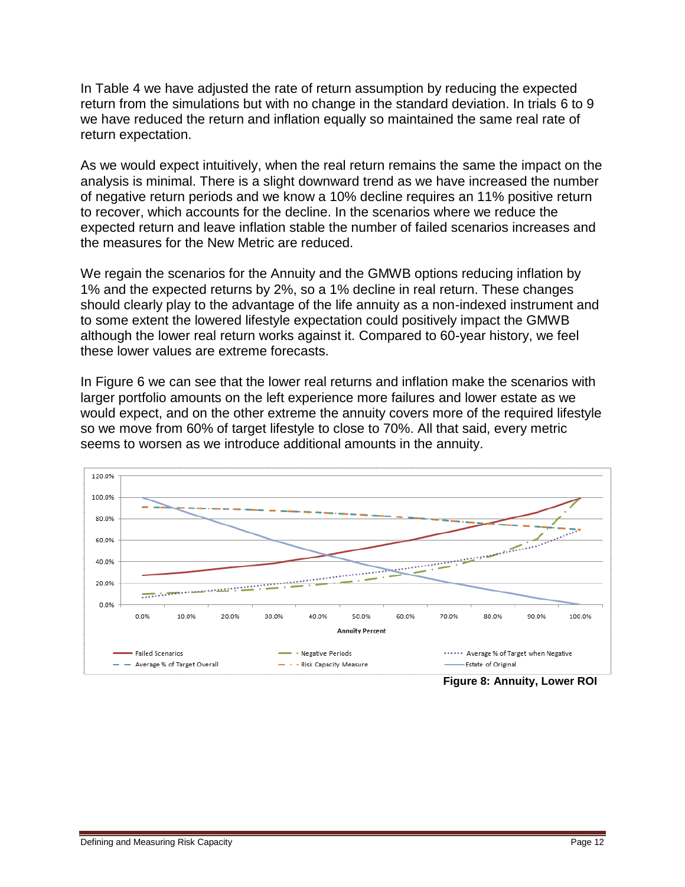In Table 4 we have adjusted the rate of return assumption by reducing the expected return from the simulations but with no change in the standard deviation. In trials 6 to 9 we have reduced the return and inflation equally so maintained the same real rate of return expectation.

As we would expect intuitively, when the real return remains the same the impact on the analysis is minimal. There is a slight downward trend as we have increased the number of negative return periods and we know a 10% decline requires an 11% positive return to recover, which accounts for the decline. In the scenarios where we reduce the expected return and leave inflation stable the number of failed scenarios increases and the measures for the New Metric are reduced.

We regain the scenarios for the Annuity and the GMWB options reducing inflation by 1% and the expected returns by 2%, so a 1% decline in real return. These changes should clearly play to the advantage of the life annuity as a non-indexed instrument and to some extent the lowered lifestyle expectation could positively impact the GMWB although the lower real return works against it. Compared to 60-year history, we feel these lower values are extreme forecasts.

In Figure 6 we can see that the lower real returns and inflation make the scenarios with larger portfolio amounts on the left experience more failures and lower estate as we would expect, and on the other extreme the annuity covers more of the required lifestyle so we move from 60% of target lifestyle to close to 70%. All that said, every metric seems to worsen as we introduce additional amounts in the annuity.

**Figure 8: Annuity, Lower ROI**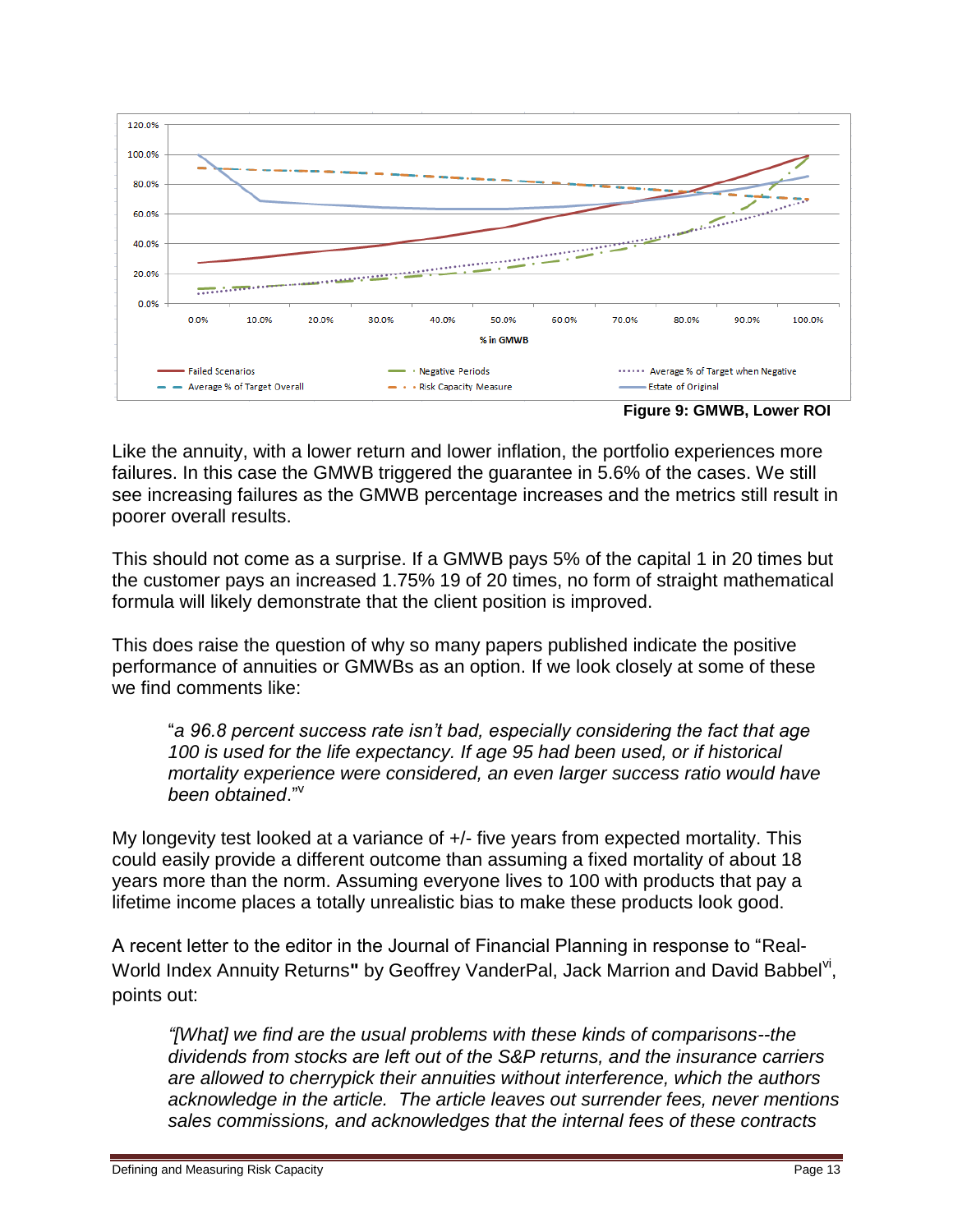Figure 9: GMWB, Lower ROI

Like the annuity, with a lower return and lower inflation, the portfolio experiences more failures. In this case the GMWB triggered the guarantee in 5.6% of the cases. We still see increasing failures as the GMWB percentage increases and the metrics still result in poorer overall results.

This should not come as a surprise. If a GMWB pays 5% of the capital 1 in 20 times but the customer pays an increased 1.75% 19 of 20 times, no form of straight mathematical formula will likely demonstrate that the client position is improved.

This does raise the question of why so many papers published indicate the positive performance of annuities or GMWBs as an option. If we look closely at some of these we find comments like:

> "*a 96.8 percent success rate isn't bad, especially considering the fact that age 100 is used for the life expectancy. If age 95 had been used, or if historical mortality experience were considered, an even larger success ratio would have been obtained*."[v]

My longevity test looked at a variance of +/- five years from expected mortality. This could easily provide a different outcome than assuming a fixed mortality of about 18 years more than the norm. Assuming everyone lives to 100 with products that pay a lifetime income places a totally unrealistic bias to make these products look good.

A recent letter to the editor in the Journal of Financial Planning in response to "Real-World Index Annuity Returns**"** by Geoffrey VanderPal, Jack Marrion and David Babbel[vi], points out:

> *"[What] we find are the usual problems with these kinds of comparisons--the dividends from stocks are left out of the S&P returns, and the insurance carriers are allowed to cherrypick their annuities without interference, which the authors acknowledge in the article. The article leaves out surrender fees, never mentions sales commissions, and acknowledges that the internal fees of these contracts*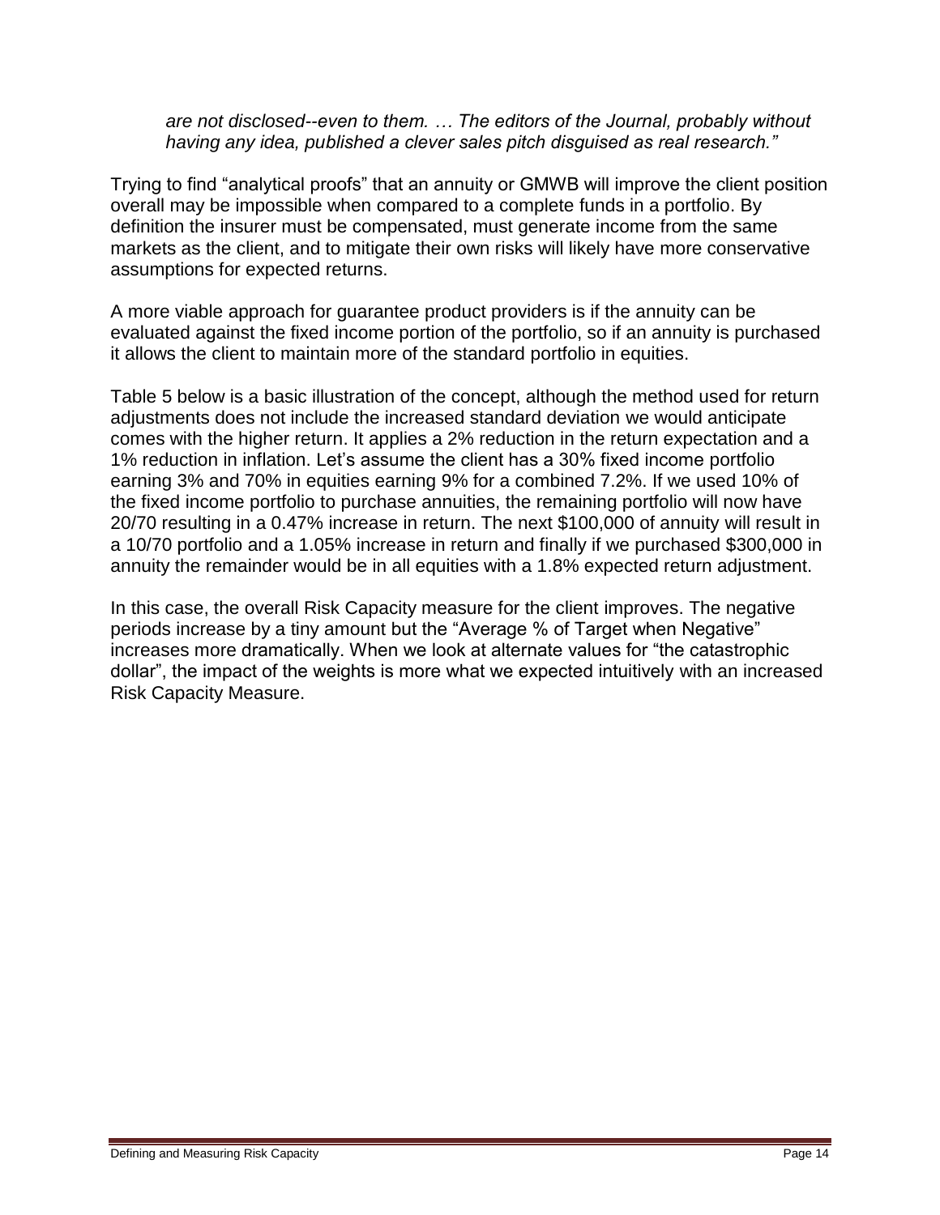*are not disclosed--even to them. … The editors of the Journal, probably without having any idea, published a clever sales pitch disguised as real research."*

Trying to find "analytical proofs" that an annuity or GMWB will improve the client position overall may be impossible when compared to a complete funds in a portfolio. By definition the insurer must be compensated, must generate income from the same markets as the client, and to mitigate their own risks will likely have more conservative assumptions for expected returns.

A more viable approach for guarantee product providers is if the annuity can be evaluated against the fixed income portion of the portfolio, so if an annuity is purchased it allows the client to maintain more of the standard portfolio in equities.

Table 5 below is a basic illustration of the concept, although the method used for return adjustments does not include the increased standard deviation we would anticipate comes with the higher return. It applies a 2% reduction in the return expectation and a 1% reduction in inflation. Let's assume the client has a 30% fixed income portfolio earning 3% and 70% in equities earning 9% for a combined 7.2%. If we used 10% of the fixed income portfolio to purchase annuities, the remaining portfolio will now have 20/70 resulting in a 0.47% increase in return. The next $100,000 of annuity will result in a 10/70 portfolio and a 1.05% increase in return and finally if we purchased $300,000 in annuity the remainder would be in all equities with a 1.8% expected return adjustment.

In this case, the overall Risk Capacity measure for the client improves. The negative periods increase by a tiny amount but the "Average % of Target when Negative" increases more dramatically. When we look at alternate values for "the catastrophic dollar", the impact of the weights is more what we expected intuitively with an increased Risk Capacity Measure.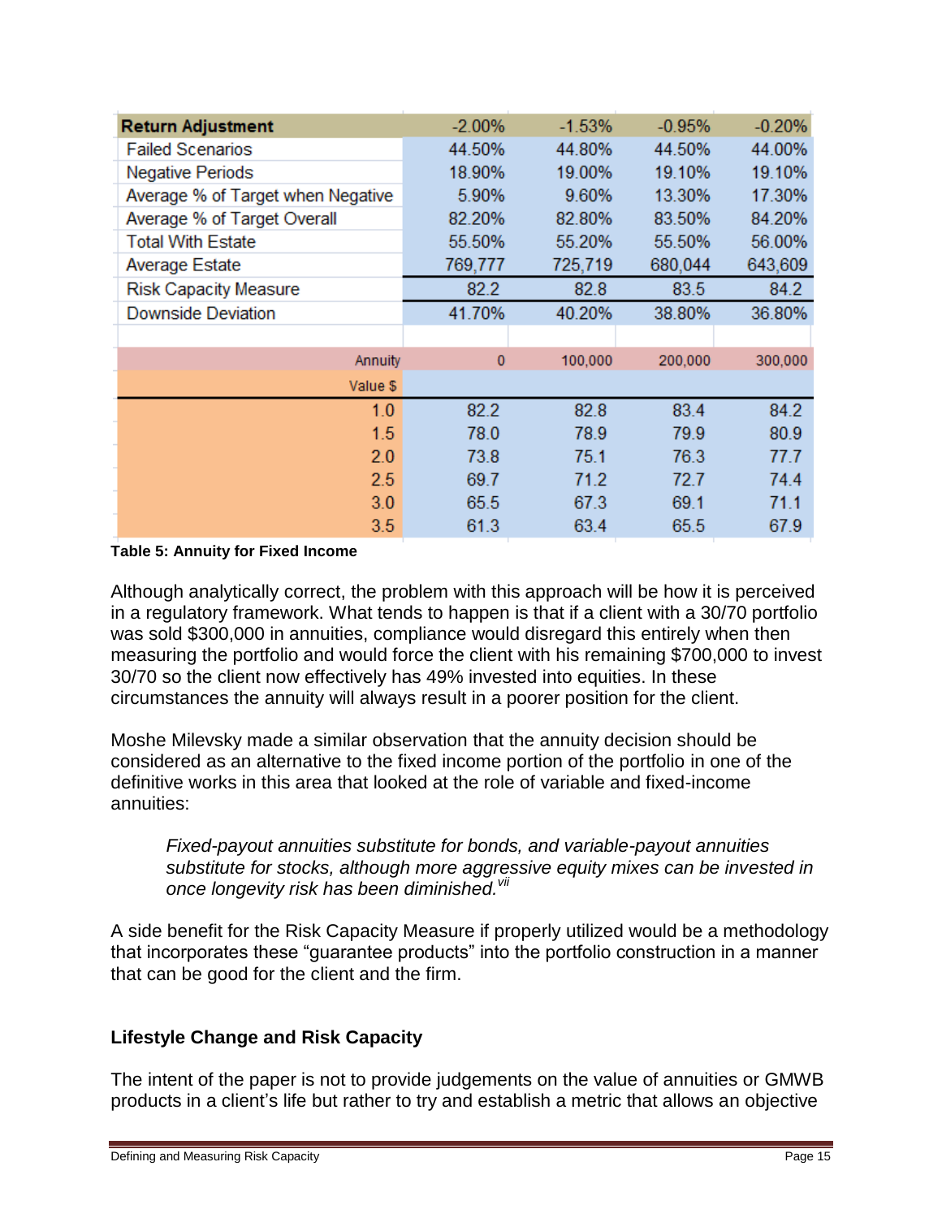| Return Adjustment | -2.00% | -1.53% | -0.95% | -0.20% |
|---|---|---|---|---|
| Failed Scenarios | 44.50% | 44.80% | 44.50% | 44.00% |
| Negative Periods | 18.90% | 19.00% | 19.10% | 19.10% |
| Average % of Target when Negative | 5.90% | 9.60% | 13.30% | 17.30% |
| Average % of Target Overall | 82.20% | 82.80% | 83.50% | 84.20% |
| Total With Estate | 55.50% | 55.20% | 55.50% | 56.00% |
| Average Estate | 769,777 | 725,719 | 680,044 | 643,609 |
| Risk Capacity Measure | 82.2 | 82.8 | 83.5 | 84.2 |
| Downside Deviation | 41.70% | 40.20% | 38.80% | 36.80% |
| | | | | |
| Annuity | 0 | 100,000 | 200,000 | 300,000 |
| Value $ | | | | |
| 1.0 | 82.2 | 82.8 | 83.4 | 84.2 |
| 1.5 | 78.0 | 78.9 | 79.9 | 80.9 |
| 2.0 | 73.8 | 75.1 | 76.3 | 77.7 |
| 2.5 | 69.7 | 71.2 | 72.7 | 74.4 |
| 3.0 | 65.5 | 67.3 | 69.1 | 71.1 |
| 3.5 | 61.3 | 63.4 | 65.5 | 67.9 |

**Table 5: Annuity for Fixed Income**

Although analytically correct, the problem with this approach will be how it is perceived in a regulatory framework. What tends to happen is that if a client with a 30/70 portfolio was sold $300,000 in annuities, compliance would disregard this entirely when then measuring the portfolio and would force the client with his remaining $700,000 to invest 30/70 so the client now effectively has 49% invested into equities. In these circumstances the annuity will always result in a poorer position for the client.

Moshe Milevsky made a similar observation that the annuity decision should be considered as an alternative to the fixed income portion of the portfolio in one of the definitive works in this area that looked at the role of variable and fixed-income annuities:

> *Fixed-payout annuities substitute for bonds, and variable-payout annuities substitute for stocks, although more aggressive equity mixes can be invested in once longevity risk has been diminished.*[vii]

A side benefit for the Risk Capacity Measure if properly utilized would be a methodology that incorporates these "guarantee products" into the portfolio construction in a manner that can be good for the client and the firm.

## Lifestyle Change and Risk Capacity

The intent of the paper is not to provide judgements on the value of annuities or GMWB products in a client's life but rather to try and establish a metric that allows an objective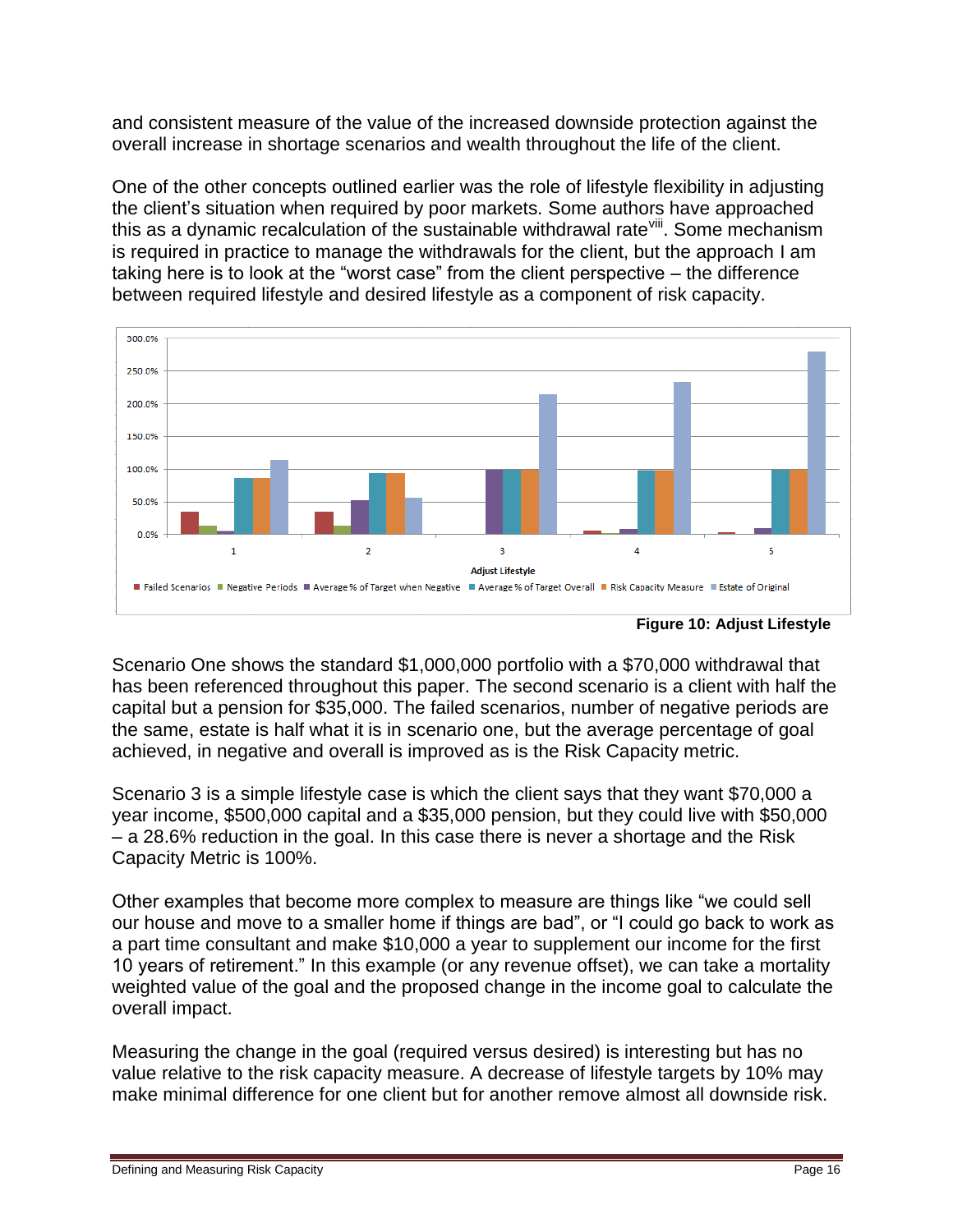and consistent measure of the value of the increased downside protection against the overall increase in shortage scenarios and wealth throughout the life of the client.

One of the other concepts outlined earlier was the role of lifestyle flexibility in adjusting the client's situation when required by poor markets. Some authors have approached this as a dynamic recalculation of the sustainable withdrawal rate[viii]. Some mechanism is required in practice to manage the withdrawals for the client, but the approach I am taking here is to look at the "worst case" from the client perspective – the difference between required lifestyle and desired lifestyle as a component of risk capacity.

**Figure 10: Adjust Lifestyle**

Scenario One shows the standard $1,000,000 portfolio with a $70,000 withdrawal that has been referenced throughout this paper. The second scenario is a client with half the capital but a pension for $35,000. The failed scenarios, number of negative periods are the same, estate is half what it is in scenario one, but the average percentage of goal achieved, in negative and overall is improved as is the Risk Capacity metric.

Scenario 3 is a simple lifestyle case is which the client says that they want $70,000 a year income, $500,000 capital and a $35,000 pension, but they could live with $50,000 – a 28.6% reduction in the goal. In this case there is never a shortage and the Risk Capacity Metric is 100%.

Other examples that become more complex to measure are things like "we could sell our house and move to a smaller home if things are bad", or "I could go back to work as a part time consultant and make $10,000 a year to supplement our income for the first 10 years of retirement." In this example (or any revenue offset), we can take a mortality weighted value of the goal and the proposed change in the income goal to calculate the overall impact.

Measuring the change in the goal (required versus desired) is interesting but has no value relative to the risk capacity measure. A decrease of lifestyle targets by 10% may make minimal difference for one client but for another remove almost all downside risk.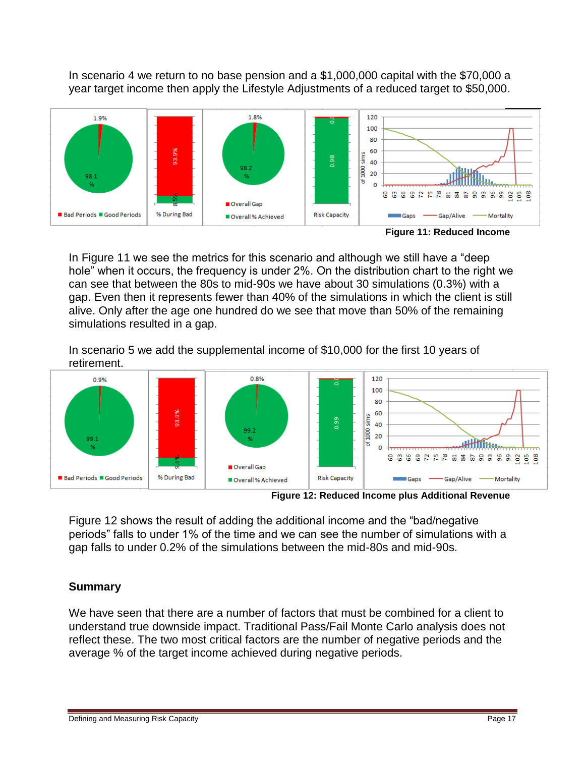In scenario 4 we return to no base pension and a $1,000,000 capital with the $70,000 a year target income then apply the Lifestyle Adjustments of a reduced target to $50,000.

**Figure 11: Reduced Income**

In Figure 11 we see the metrics for this scenario and although we still have a "deep hole" when it occurs, the frequency is under 2%. On the distribution chart to the right we can see that between the 80s to mid-90s we have about 30 simulations (0.3%) with a gap. Even then it represents fewer than 40% of the simulations in which the client is still alive. Only after the age one hundred do we see that move than 50% of the remaining simulations resulted in a gap.

In scenario 5 we add the supplemental income of $10,000 for the first 10 years of retirement.

**Figure 12: Reduced Income plus Additional Revenue**

Figure 12 shows the result of adding the additional income and the "bad/negative periods" falls to under 1% of the time and we can see the number of simulations with a gap falls to under 0.2% of the simulations between the mid-80s and mid-90s.

## Summary

We have seen that there are a number of factors that must be combined for a client to understand true downside impact. Traditional Pass/Fail Monte Carlo analysis does not reflect these. The two most critical factors are the number of negative periods and the average % of the target income achieved during negative periods.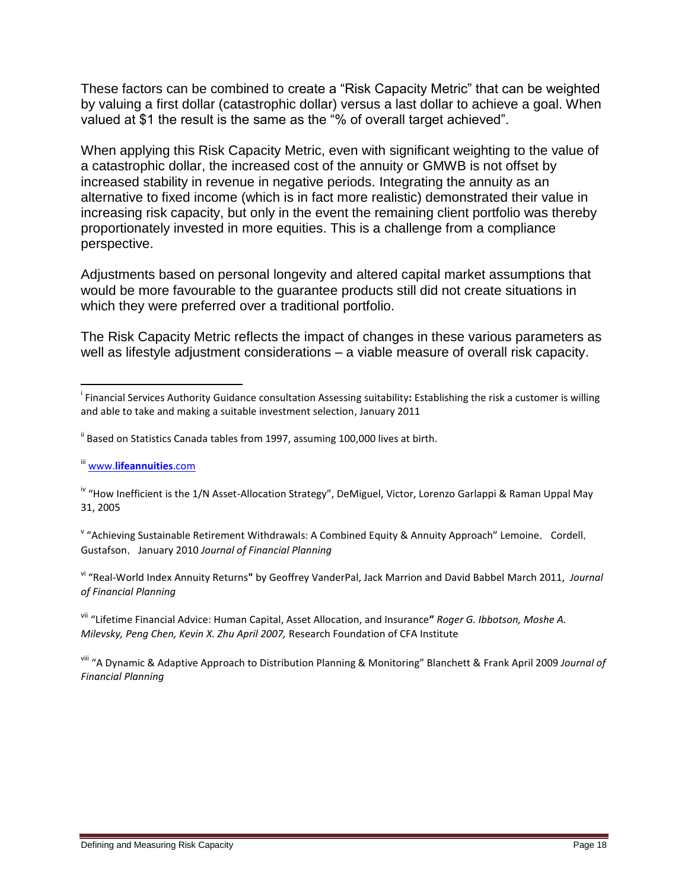These factors can be combined to create a "Risk Capacity Metric" that can be weighted by valuing a first dollar (catastrophic dollar) versus a last dollar to achieve a goal. When valued at $1 the result is the same as the "% of overall target achieved".

When applying this Risk Capacity Metric, even with significant weighting to the value of a catastrophic dollar, the increased cost of the annuity or GMWB is not offset by increased stability in revenue in negative periods. Integrating the annuity as an alternative to fixed income (which is in fact more realistic) demonstrated their value in increasing risk capacity, but only in the event the remaining client portfolio was thereby proportionately invested in more equities. This is a challenge from a compliance perspective.

Adjustments based on personal longevity and altered capital market assumptions that would be more favourable to the guarantee products still did not create situations in which they were preferred over a traditional portfolio.

The Risk Capacity Metric reflects the impact of changes in these various parameters as well as lifestyle adjustment considerations – a viable measure of overall risk capacity.

---

[i] Financial Services Authority Guidance consultation Assessing suitability**:** Establishing the risk a customer is willing and able to take and making a suitable investment selection, January 2011

[ii] Based on Statistics Canada tables from 1997, assuming 100,000 lives at birth.

[iii] www.**lifeannuities**.com

[iv] "How Inefficient is the 1/N Asset-Allocation Strategy", DeMiguel, Victor, Lorenzo Garlappi & Raman Uppal May 31, 2005

[v] "Achieving Sustainable Retirement Withdrawals: A Combined Equity & Annuity Approach" Lemoine, Cordell, Gustafson, January 2010 *Journal of Financial Planning*

[vi] "Real-World Index Annuity Returns**"** by Geoffrey VanderPal, Jack Marrion and David Babbel March 2011, *Journal of Financial Planning*

[vii] "Lifetime Financial Advice: Human Capital, Asset Allocation, and Insurance**"** *Roger G. Ibbotson, Moshe A. Milevsky, Peng Chen, Kevin X. Zhu April 2007,* Research Foundation of CFA Institute

[viii] "A Dynamic & Adaptive Approach to Distribution Planning & Monitoring" Blanchett & Frank April 2009 *Journal of Financial Planning*